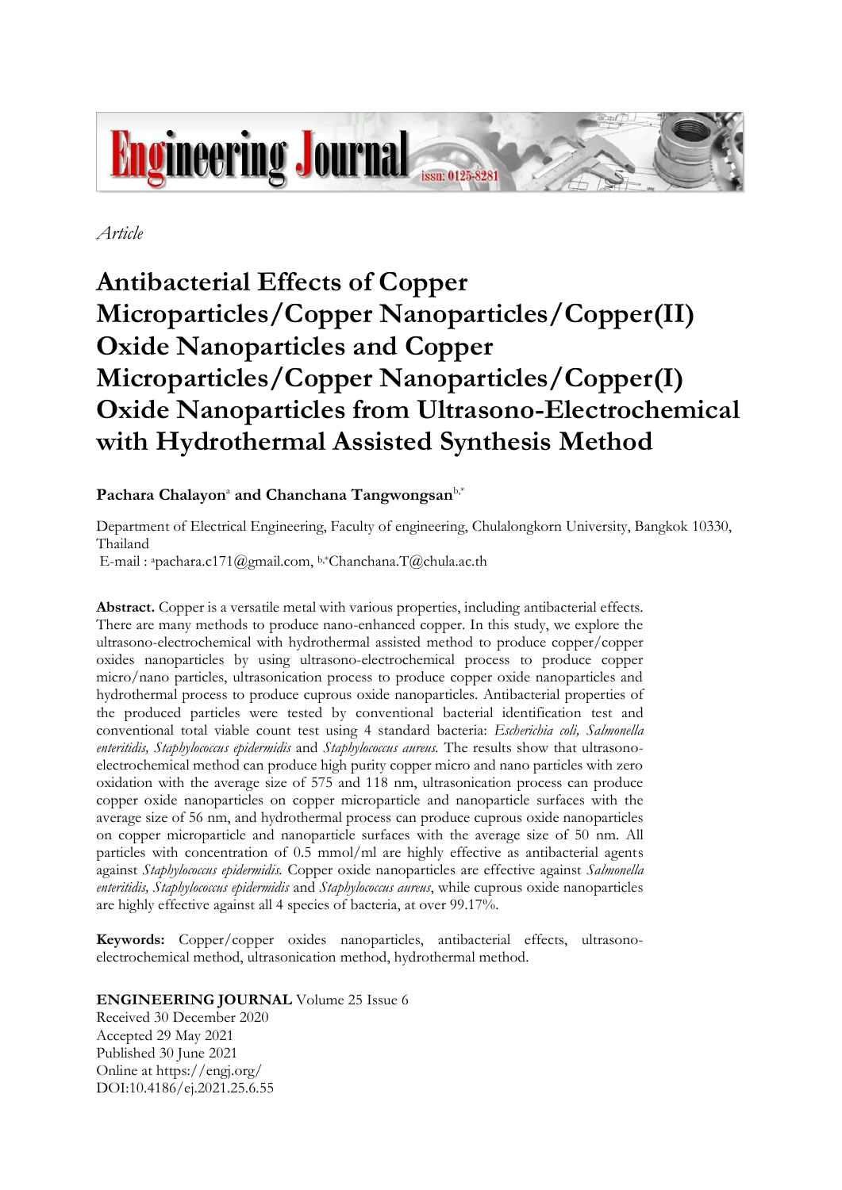*Article*

# Antibacterial Effects of Copper Microparticles/Copper Nanoparticles/Copper(II) Oxide Nanoparticles and Copper Microparticles/Copper Nanoparticles/Copper(I) Oxide Nanoparticles from Ultrasono-Electrochemical with Hydrothermal Assisted Synthesis Method

**Pachara Chalayon**[a] **and Chanchana Tangwongsan**[b,*]

Department of Electrical Engineering, Faculty of engineering, Chulalongkorn University, Bangkok 10330, Thailand

E-mail : [a]pachara.c171@gmail.com, [b,*]Chanchana.T@chula.ac.th

**Abstract.** Copper is a versatile metal with various properties, including antibacterial effects. There are many methods to produce nano-enhanced copper. In this study, we explore the ultrasono-electrochemical with hydrothermal assisted method to produce copper/copper oxides nanoparticles by using ultrasono-electrochemical process to produce copper micro/nano particles, ultrasonication process to produce copper oxide nanoparticles and hydrothermal process to produce cuprous oxide nanoparticles. Antibacterial properties of the produced particles were tested by conventional bacterial identification test and conventional total viable count test using 4 standard bacteria: *Escherichia coli, Salmonella enteritidis, Staphylococcus epidermidis* and *Staphylococcus aureus.* The results show that ultrasono-electrochemical method can produce high purity copper micro and nano particles with zero oxidation with the average size of 575 and 118 nm, ultrasonication process can produce copper oxide nanoparticles on copper microparticle and nanoparticle surfaces with the average size of 56 nm, and hydrothermal process can produce cuprous oxide nanoparticles on copper microparticle and nanoparticle surfaces with the average size of 50 nm. All particles with concentration of 0.5 mmol/ml are highly effective as antibacterial agents against *Staphylococcus epidermidis.* Copper oxide nanoparticles are effective against *Salmonella enteritidis, Staphylococcus epidermidis* and *Staphylococcus aureus*, while cuprous oxide nanoparticles are highly effective against all 4 species of bacteria, at over 99.17%.

**Keywords:** Copper/copper oxides nanoparticles, antibacterial effects, ultrasono-electrochemical method, ultrasonication method, hydrothermal method.

**ENGINEERING JOURNAL** Volume 25 Issue 6
Received 30 December 2020
Accepted 29 May 2021
Published 30 June 2021
Online at https://engj.org/
DOI:10.4186/ej.2021.25.6.55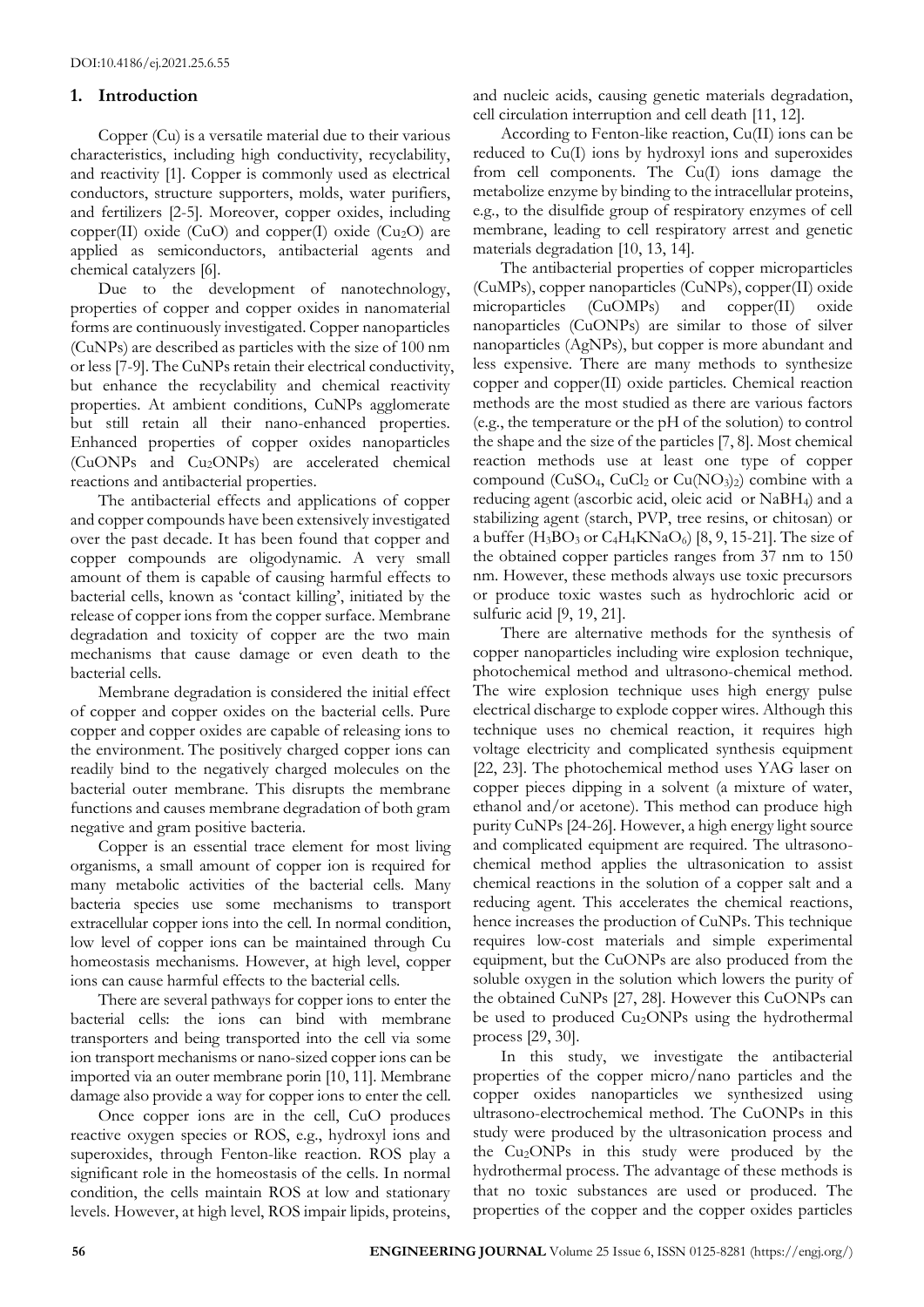## 1. Introduction

Copper (Cu) is a versatile material due to their various characteristics, including high conductivity, recyclability, and reactivity [1]. Copper is commonly used as electrical conductors, structure supporters, molds, water purifiers, and fertilizers [2-5]. Moreover, copper oxides, including copper(II) oxide (CuO) and copper(I) oxide ($Cu_2O$) are applied as semiconductors, antibacterial agents and chemical catalyzers [6].

Due to the development of nanotechnology, properties of copper and copper oxides in nanomaterial forms are continuously investigated. Copper nanoparticles (CuNPs) are described as particles with the size of 100 nm or less [7-9]. The CuNPs retain their electrical conductivity, but enhance the recyclability and chemical reactivity properties. At ambient conditions, CuNPs agglomerate but still retain all their nano-enhanced properties. Enhanced properties of copper oxides nanoparticles (CuONPs and $Cu_2$ONPs) are accelerated chemical reactions and antibacterial properties.

The antibacterial effects and applications of copper and copper compounds have been extensively investigated over the past decade. It has been found that copper and copper compounds are oligodynamic. A very small amount of them is capable of causing harmful effects to bacterial cells, known as 'contact killing', initiated by the release of copper ions from the copper surface. Membrane degradation and toxicity of copper are the two main mechanisms that cause damage or even death to the bacterial cells.

Membrane degradation is considered the initial effect of copper and copper oxides on the bacterial cells. Pure copper and copper oxides are capable of releasing ions to the environment. The positively charged copper ions can readily bind to the negatively charged molecules on the bacterial outer membrane. This disrupts the membrane functions and causes membrane degradation of both gram negative and gram positive bacteria.

Copper is an essential trace element for most living organisms, a small amount of copper ion is required for many metabolic activities of the bacterial cells. Many bacteria species use some mechanisms to transport extracellular copper ions into the cell. In normal condition, low level of copper ions can be maintained through Cu homeostasis mechanisms. However, at high level, copper ions can cause harmful effects to the bacterial cells.

There are several pathways for copper ions to enter the bacterial cells: the ions can bind with membrane transporters and being transported into the cell via some ion transport mechanisms or nano-sized copper ions can be imported via an outer membrane porin [10, 11]. Membrane damage also provide a way for copper ions to enter the cell.

Once copper ions are in the cell, CuO produces reactive oxygen species or ROS, e.g., hydroxyl ions and superoxides, through Fenton-like reaction. ROS play a significant role in the homeostasis of the cells. In normal condition, the cells maintain ROS at low and stationary levels. However, at high level, ROS impair lipids, proteins, and nucleic acids, causing genetic materials degradation, cell circulation interruption and cell death [11, 12].

According to Fenton-like reaction, Cu(II) ions can be reduced to Cu(I) ions by hydroxyl ions and superoxides from cell components. The Cu(I) ions damage the metabolize enzyme by binding to the intracellular proteins, e.g., to the disulfide group of respiratory enzymes of cell membrane, leading to cell respiratory arrest and genetic materials degradation [10, 13, 14].

The antibacterial properties of copper microparticles (CuMPs), copper nanoparticles (CuNPs), copper(II) oxide microparticles (CuOMPs) and copper(II) oxide nanoparticles (CuONPs) are similar to those of silver nanoparticles (AgNPs), but copper is more abundant and less expensive. There are many methods to synthesize copper and copper(II) oxide particles. Chemical reaction methods are the most studied as there are various factors (e.g., the temperature or the pH of the solution) to control the shape and the size of the particles [7, 8]. Most chemical reaction methods use at least one type of copper compound ($CuSO_4$, $CuCl_2$ or $Cu(NO_3)_2$) combine with a reducing agent (ascorbic acid, oleic acid or $NaBH_4$) and a stabilizing agent (starch, PVP, tree resins, or chitosan) or a buffer ($H_3BO_3$ or $C_4H_4KNaO_6$) [8, 9, 15-21]. The size of the obtained copper particles ranges from 37 nm to 150 nm. However, these methods always use toxic precursors or produce toxic wastes such as hydrochloric acid or sulfuric acid [9, 19, 21].

There are alternative methods for the synthesis of copper nanoparticles including wire explosion technique, photochemical method and ultrasono-chemical method. The wire explosion technique uses high energy pulse electrical discharge to explode copper wires. Although this technique uses no chemical reaction, it requires high voltage electricity and complicated synthesis equipment [22, 23]. The photochemical method uses YAG laser on copper pieces dipping in a solvent (a mixture of water, ethanol and/or acetone). This method can produce high purity CuNPs [24-26]. However, a high energy light source and complicated equipment are required. The ultrasono-chemical method applies the ultrasonication to assist chemical reactions in the solution of a copper salt and a reducing agent. This accelerates the chemical reactions, hence increases the production of CuNPs. This technique requires low-cost materials and simple experimental equipment, but the CuONPs are also produced from the soluble oxygen in the solution which lowers the purity of the obtained CuNPs [27, 28]. However this CuONPs can be used to produced $Cu_2$ONPs using the hydrothermal process [29, 30].

In this study, we investigate the antibacterial properties of the copper micro/nano particles and the copper oxides nanoparticles we synthesized using ultrasono-electrochemical method. The CuONPs in this study were produced by the ultrasonication process and the $Cu_2$ONPs in this study were produced by the hydrothermal process. The advantage of these methods is that no toxic substances are used or produced. The properties of the copper and the copper oxides particles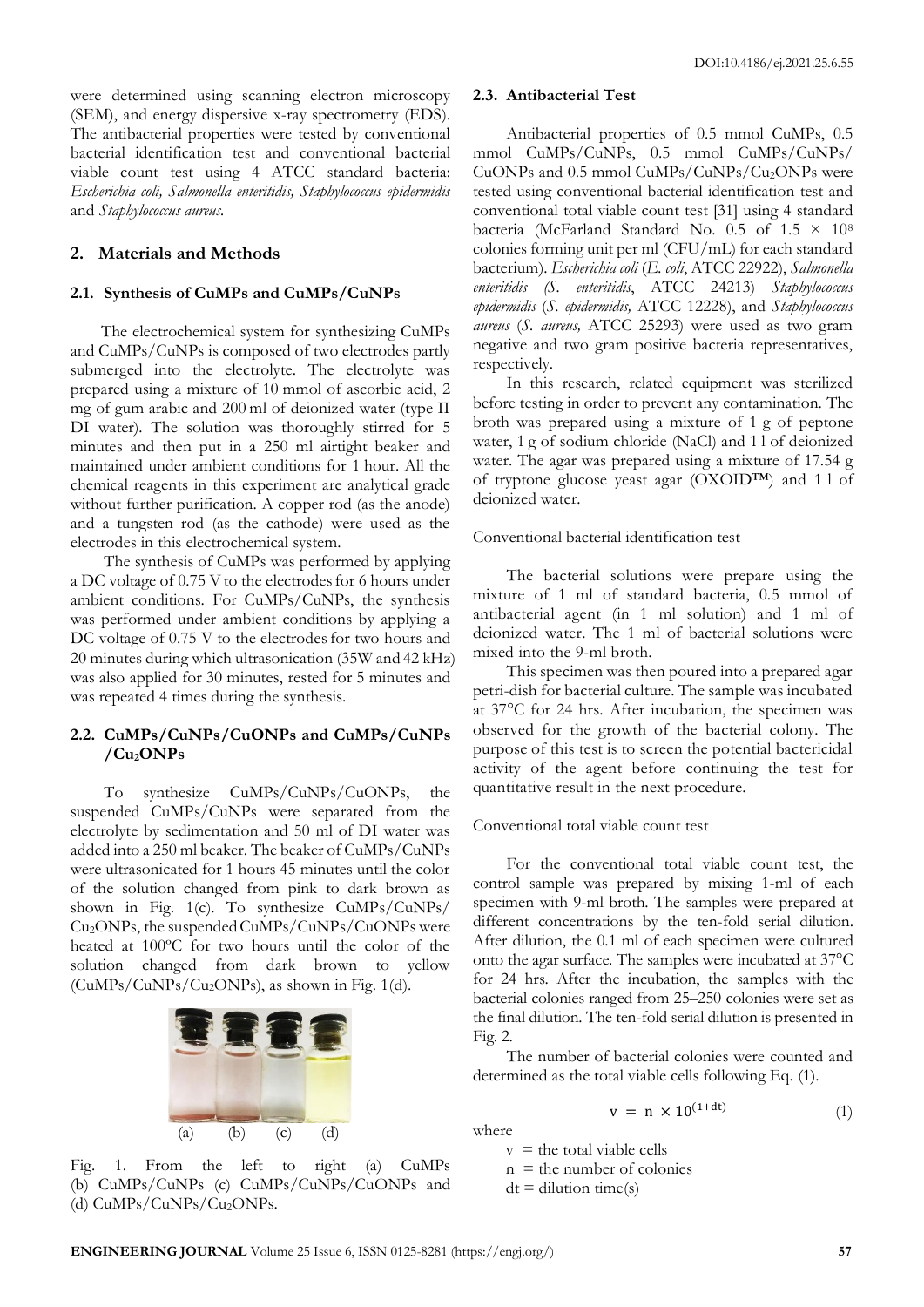were determined using scanning electron microscopy (SEM), and energy dispersive x-ray spectrometry (EDS). The antibacterial properties were tested by conventional bacterial identification test and conventional bacterial viable count test using 4 ATCC standard bacteria: *Escherichia coli, Salmonella enteritidis, Staphylococcus epidermidis* and *Staphylococcus aureus.*

## 2. Materials and Methods

### 2.1. Synthesis of CuMPs and CuMPs/CuNPs

The electrochemical system for synthesizing CuMPs and CuMPs/CuNPs is composed of two electrodes partly submerged into the electrolyte. The electrolyte was prepared using a mixture of 10 mmol of ascorbic acid, 2 mg of gum arabic and 200 ml of deionized water (type II DI water). The solution was thoroughly stirred for 5 minutes and then put in a 250 ml airtight beaker and maintained under ambient conditions for 1 hour. All the chemical reagents in this experiment are analytical grade without further purification. A copper rod (as the anode) and a tungsten rod (as the cathode) were used as the electrodes in this electrochemical system.

The synthesis of CuMPs was performed by applying a DC voltage of 0.75 V to the electrodes for 6 hours under ambient conditions. For CuMPs/CuNPs, the synthesis was performed under ambient conditions by applying a DC voltage of 0.75 V to the electrodes for two hours and 20 minutes during which ultrasonication (35W and 42 kHz) was also applied for 30 minutes, rested for 5 minutes and was repeated 4 times during the synthesis.

### 2.2. CuMPs/CuNPs/CuONPs and CuMPs/CuNPs/$Cu_2O$NPs

To synthesize CuMPs/CuNPs/CuONPs, the suspended CuMPs/CuNPs were separated from the electrolyte by sedimentation and 50 ml of DI water was added into a 250 ml beaker. The beaker of CuMPs/CuNPs were ultrasonicated for 1 hours 45 minutes until the color of the solution changed from pink to dark brown as shown in Fig. 1(c). To synthesize CuMPs/CuNPs/$Cu_2O$NPs, the suspended CuMPs/CuNPs/CuONPs were heated at 100ºC for two hours until the color of the solution changed from dark brown to yellow (CuMPs/CuNPs/$Cu_2O$NPs), as shown in Fig. 1(d).

(a) (b) (c) (d)

Fig. 1. From the left to right (a) CuMPs (b) CuMPs/CuNPs (c) CuMPs/CuNPs/CuONPs and (d) CuMPs/CuNPs/$Cu_2O$NPs.

### 2.3. Antibacterial Test

Antibacterial properties of 0.5 mmol CuMPs, 0.5 mmol CuMPs/CuNPs, 0.5 mmol CuMPs/CuNPs/CuONPs and 0.5 mmol CuMPs/CuNPs/$Cu_2O$NPs were tested using conventional bacterial identification test and conventional total viable count test [31] using 4 standard bacteria (McFarland Standard No. 0.5 of $1.5 \times 10^8$ colonies forming unit per ml (CFU/mL) for each standard bacterium). *Escherichia coli* (*E. coli*, ATCC 22922), *Salmonella enteritidis (S. enteritidis*, ATCC 24213) *Staphylococcus epidermidis* (*S. epidermidis,* ATCC 12228), and *Staphylococcus aureus* (*S. aureus,* ATCC 25293) were used as two gram negative and two gram positive bacteria representatives, respectively.

In this research, related equipment was sterilized before testing in order to prevent any contamination. The broth was prepared using a mixture of 1 g of peptone water, 1 g of sodium chloride (NaCl) and 1 l of deionized water. The agar was prepared using a mixture of 17.54 g of tryptone glucose yeast agar (OXOID™) and 1 l of deionized water.

Conventional bacterial identification test

The bacterial solutions were prepare using the mixture of 1 ml of standard bacteria, 0.5 mmol of antibacterial agent (in 1 ml solution) and 1 ml of deionized water. The 1 ml of bacterial solutions were mixed into the 9-ml broth.

This specimen was then poured into a prepared agar petri-dish for bacterial culture. The sample was incubated at 37°C for 24 hrs. After incubation, the specimen was observed for the growth of the bacterial colony. The purpose of this test is to screen the potential bactericidal activity of the agent before continuing the test for quantitative result in the next procedure.

Conventional total viable count test

For the conventional total viable count test, the control sample was prepared by mixing 1-ml of each specimen with 9-ml broth. The samples were prepared at different concentrations by the ten-fold serial dilution. After dilution, the 0.1 ml of each specimen were cultured onto the agar surface. The samples were incubated at 37°C for 24 hrs. After the incubation, the samples with the bacterial colonies ranged from 25–250 colonies were set as the final dilution. The ten-fold serial dilution is presented in Fig. 2.

The number of bacterial colonies were counted and determined as the total viable cells following Eq. (1).

$$v = n \times 10^{(1+dt)} \tag{1}$$

where

$v$ = the total viable cells
$n$ = the number of colonies
$dt$ = dilution time(s)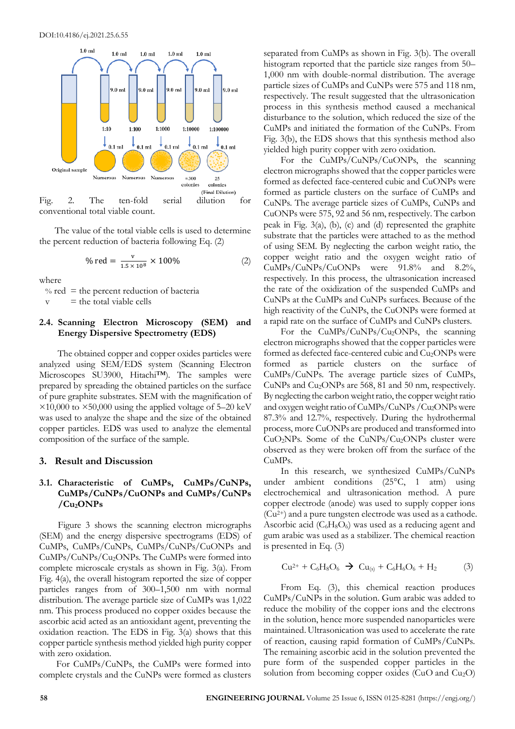Fig. 2. The ten-fold serial dilution for conventional total viable count.

The value of the total viable cells is used to determine the percent reduction of bacteria following Eq. (2)

$$\%\,\text{red} = \frac{v}{1.5 \times 10^{8}} \times 100\% \qquad (2)$$

where

% red = the percent reduction of bacteria
v = the total viable cells

### 2.4. Scanning Electron Microscopy (SEM) and Energy Dispersive Spectrometry (EDS)

The obtained copper and copper oxides particles were analyzed using SEM/EDS system (Scanning Electron Microscopes SU3900, Hitachi™). The samples were prepared by spreading the obtained particles on the surface of pure graphite substrates. SEM with the magnification of ×10,000 to ×50,000 using the applied voltage of 5–20 keV was used to analyze the shape and the size of the obtained copper particles. EDS was used to analyze the elemental composition of the surface of the sample.

## 3. Result and Discussion

### 3.1. Characteristic of CuMPs, CuMPs/CuNPs, CuMPs/CuNPs/CuONPs and CuMPs/CuNPs/$Cu_2$ONPs

Figure 3 shows the scanning electron micrographs (SEM) and the energy dispersive spectrograms (EDS) of CuMPs, CuMPs/CuNPs, CuMPs/CuNPs/CuONPs and CuMPs/CuNPs/$Cu_2$ONPs. The CuMPs were formed into complete microscale crystals as shown in Fig. 3(a). From Fig. 4(a), the overall histogram reported the size of copper particles ranges from of 300–1,500 nm with normal distribution. The average particle size of CuMPs was 1,022 nm. This process produced no copper oxides because the ascorbic acid acted as an antioxidant agent, preventing the oxidation reaction. The EDS in Fig. 3(a) shows that this copper particle synthesis method yielded high purity copper with zero oxidation.

For CuMPs/CuNPs, the CuMPs were formed into complete crystals and the CuNPs were formed as clusters separated from CuMPs as shown in Fig. 3(b). The overall histogram reported that the particle size ranges from 50–1,000 nm with double-normal distribution. The average particle sizes of CuMPs and CuNPs were 575 and 118 nm, respectively. The result suggested that the ultrasonication process in this synthesis method caused a mechanical disturbance to the solution, which reduced the size of the CuMPs and initiated the formation of the CuNPs. From Fig. 3(b), the EDS shows that this synthesis method also yielded high purity copper with zero oxidation.

For the CuMPs/CuNPs/CuONPs, the scanning electron micrographs showed that the copper particles were formed as defected face-centered cubic and CuONPs were formed as particle clusters on the surface of CuMPs and CuNPs. The average particle sizes of CuMPs, CuNPs and CuONPs were 575, 92 and 56 nm, respectively. The carbon peak in Fig. 3(a), (b), (c) and (d) represented the graphite substrate that the particles were attached to as the method of using SEM. By neglecting the carbon weight ratio, the copper weight ratio and the oxygen weight ratio of CuMPs/CuNPs/CuONPs were 91.8% and 8.2%, respectively. In this process, the ultrasonication increased the rate of the oxidization of the suspended CuMPs and CuNPs at the CuMPs and CuNPs surfaces. Because of the high reactivity of the CuNPs, the CuONPs were formed at a rapid rate on the surface of CuMPs and CuNPs clusters.

For the CuMPs/CuNPs/$Cu_2$ONPs, the scanning electron micrographs showed that the copper particles were formed as defected face-centered cubic and $Cu_2$ONPs were formed as particle clusters on the surface of CuMPs/CuNPs. The average particle sizes of CuMPs, CuNPs and $Cu_2$ONPs are 568, 81 and 50 nm, respectively. By neglecting the carbon weight ratio, the copper weight ratio and oxygen weight ratio of CuMPs/CuNPs /$Cu_2$ONPs were 87.3% and 12.7%, respectively. During the hydrothermal process, more CuONPs are produced and transformed into $CuO_2$NPs. Some of the CuNPs/$Cu_2$ONPs cluster were observed as they were broken off from the surface of the CuMPs.

In this research, we synthesized CuMPs/CuNPs under ambient conditions (25°C, 1 atm) using electrochemical and ultrasonication method. A pure copper electrode (anode) was used to supply copper ions ($Cu^{2+}$) and a pure tungsten electrode was used as a cathode. Ascorbic acid ($C_6H_8O_6$) was used as a reducing agent and gum arabic was used as a stabilizer. The chemical reaction is presented in Eq. (3)

$$Cu^{2+} + C_6H_8O_6 \rightarrow Cu_{(s)} + C_6H_6O_6 + H_2 \qquad (3)$$

From Eq. (3), this chemical reaction produces CuMPs/CuNPs in the solution. Gum arabic was added to reduce the mobility of the copper ions and the electrons in the solution, hence more suspended nanoparticles were maintained. Ultrasonication was used to accelerate the rate of reaction, causing rapid formation of CuMPs/CuNPs. The remaining ascorbic acid in the solution prevented the pure form of the suspended copper particles in the solution from becoming copper oxides (CuO and $Cu_2O$)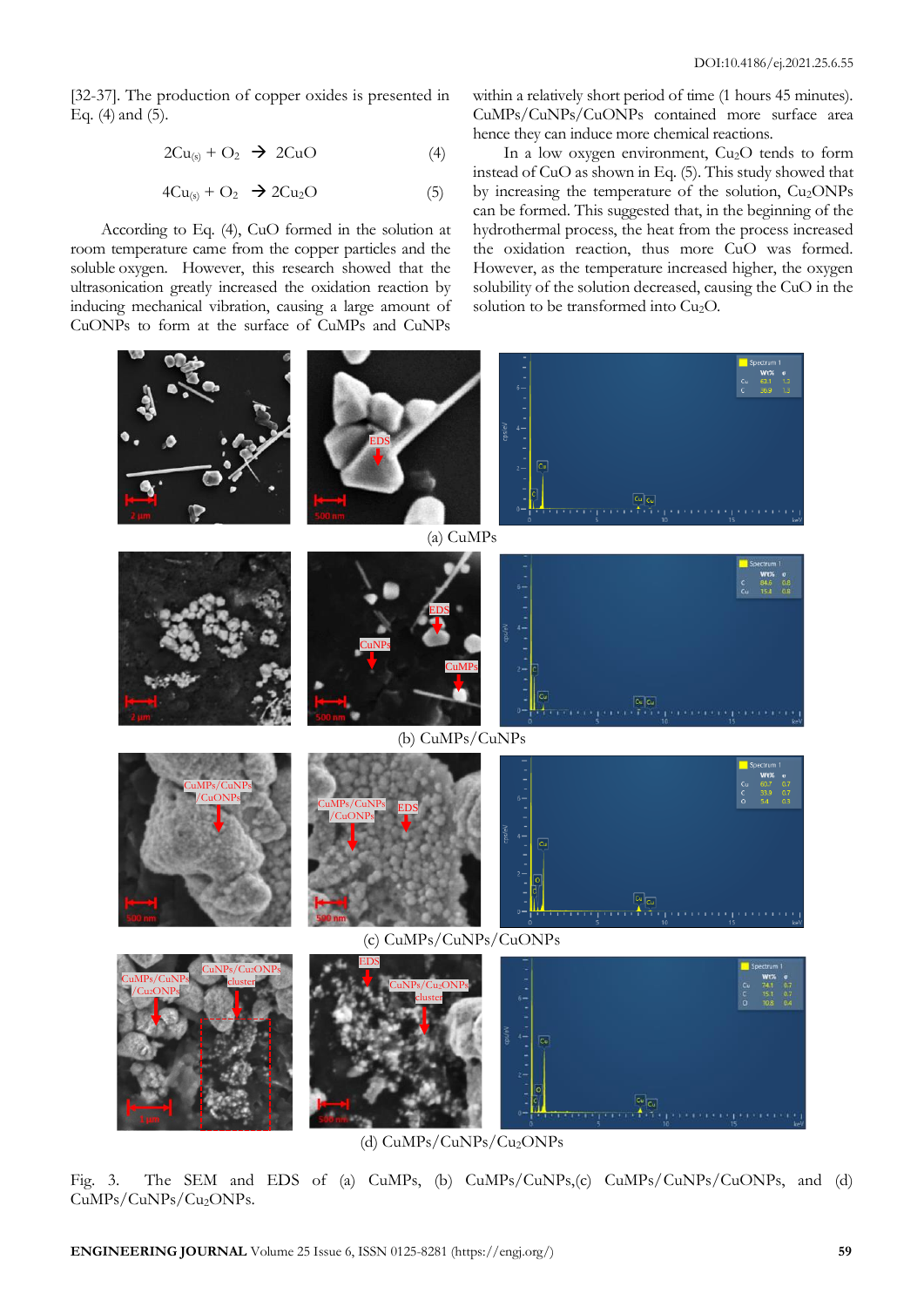[32-37]. The production of copper oxides is presented in Eq. (4) and (5).

$$2Cu_{(s)} + O_2 \rightarrow 2CuO \quad (4)$$

$$4Cu_{(s)} + O_2 \rightarrow 2Cu_2O \quad (5)$$

According to Eq. (4), CuO formed in the solution at room temperature came from the copper particles and the soluble oxygen. However, this research showed that the ultrasonication greatly increased the oxidation reaction by inducing mechanical vibration, causing a large amount of CuONPs to form at the surface of CuMPs and CuNPs within a relatively short period of time (1 hours 45 minutes). CuMPs/CuNPs/CuONPs contained more surface area hence they can induce more chemical reactions.

In a low oxygen environment, $Cu_2O$ tends to form instead of CuO as shown in Eq. (5). This study showed that by increasing the temperature of the solution, $Cu_2ONPs$ can be formed. This suggested that, in the beginning of the hydrothermal process, the heat from the process increased the oxidation reaction, thus more CuO was formed. However, as the temperature increased higher, the oxygen solubility of the solution decreased, causing the CuO in the solution to be transformed into $Cu_2O$.

(a) CuMPs

(b) CuMPs/CuNPs

(c) CuMPs/CuNPs/CuONPs

(d) CuMPs/CuNPs/$Cu_2ONPs$

Fig. 3. The SEM and EDS of (a) CuMPs, (b) CuMPs/CuNPs, (c) CuMPs/CuNPs/CuONPs, and (d) CuMPs/CuNPs/$Cu_2ONPs$.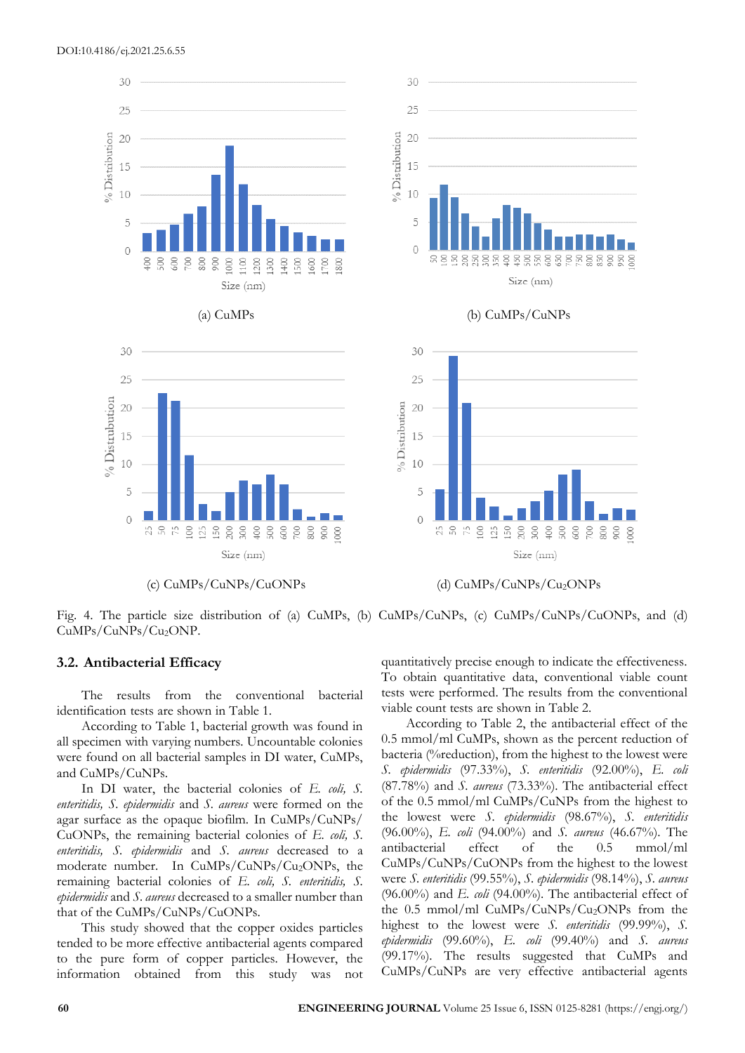(a) CuMPs

(b) CuMPs/CuNPs

(c) CuMPs/CuNPs/CuONPs

(d) CuMPs/CuNPs/$Cu_2O$NPs

Fig. 4. The particle size distribution of (a) CuMPs, (b) CuMPs/CuNPs, (c) CuMPs/CuNPs/CuONPs, and (d) CuMPs/CuNPs/$Cu_2O$NP.

### 3.2. Antibacterial Efficacy

The results from the conventional bacterial identification tests are shown in Table 1.

According to Table 1, bacterial growth was found in all specimen with varying numbers. Uncountable colonies were found on all bacterial samples in DI water, CuMPs, and CuMPs/CuNPs.

In DI water, the bacterial colonies of *E. coli, S. enteritidis, S. epidermidis* and *S. aureus* were formed on the agar surface as the opaque biofilm. In CuMPs/CuNPs/CuONPs, the remaining bacterial colonies of *E. coli, S. enteritidis, S. epidermidis* and *S. aureus* decreased to a moderate number. In CuMPs/CuNPs/$Cu_2O$NPs, the remaining bacterial colonies of *E. coli, S. enteritidis, S. epidermidis* and *S. aureus* decreased to a smaller number than that of the CuMPs/CuNPs/CuONPs.

This study showed that the copper oxides particles tended to be more effective antibacterial agents compared to the pure form of copper particles. However, the information obtained from this study was not quantitatively precise enough to indicate the effectiveness. To obtain quantitative data, conventional viable count tests were performed. The results from the conventional viable count tests are shown in Table 2.

According to Table 2, the antibacterial effect of the 0.5 mmol/ml CuMPs, shown as the percent reduction of bacteria (%reduction), from the highest to the lowest were *S. epidermidis* (97.33%), *S. enteritidis* (92.00%), *E. coli* (87.78%) and *S. aureus* (73.33%). The antibacterial effect of the 0.5 mmol/ml CuMPs/CuNPs from the highest to the lowest were *S. epidermidis* (98.67%), *S. enteritidis* (96.00%), *E. coli* (94.00%) and *S. aureus* (46.67%). The antibacterial effect of the 0.5 mmol/ml CuMPs/CuNPs/CuONPs from the highest to the lowest were *S. enteritidis* (99.55%), *S. epidermidis* (98.14%), *S. aureus* (96.00%) and *E. coli* (94.00%). The antibacterial effect of the 0.5 mmol/ml CuMPs/CuNPs/$Cu_2O$NPs from the highest to the lowest were *S. enteritidis* (99.99%), *S. epidermidis* (99.60%), *E. coli* (99.40%) and *S. aureus* (99.17%). The results suggested that CuMPs and CuMPs/CuNPs are very effective antibacterial agents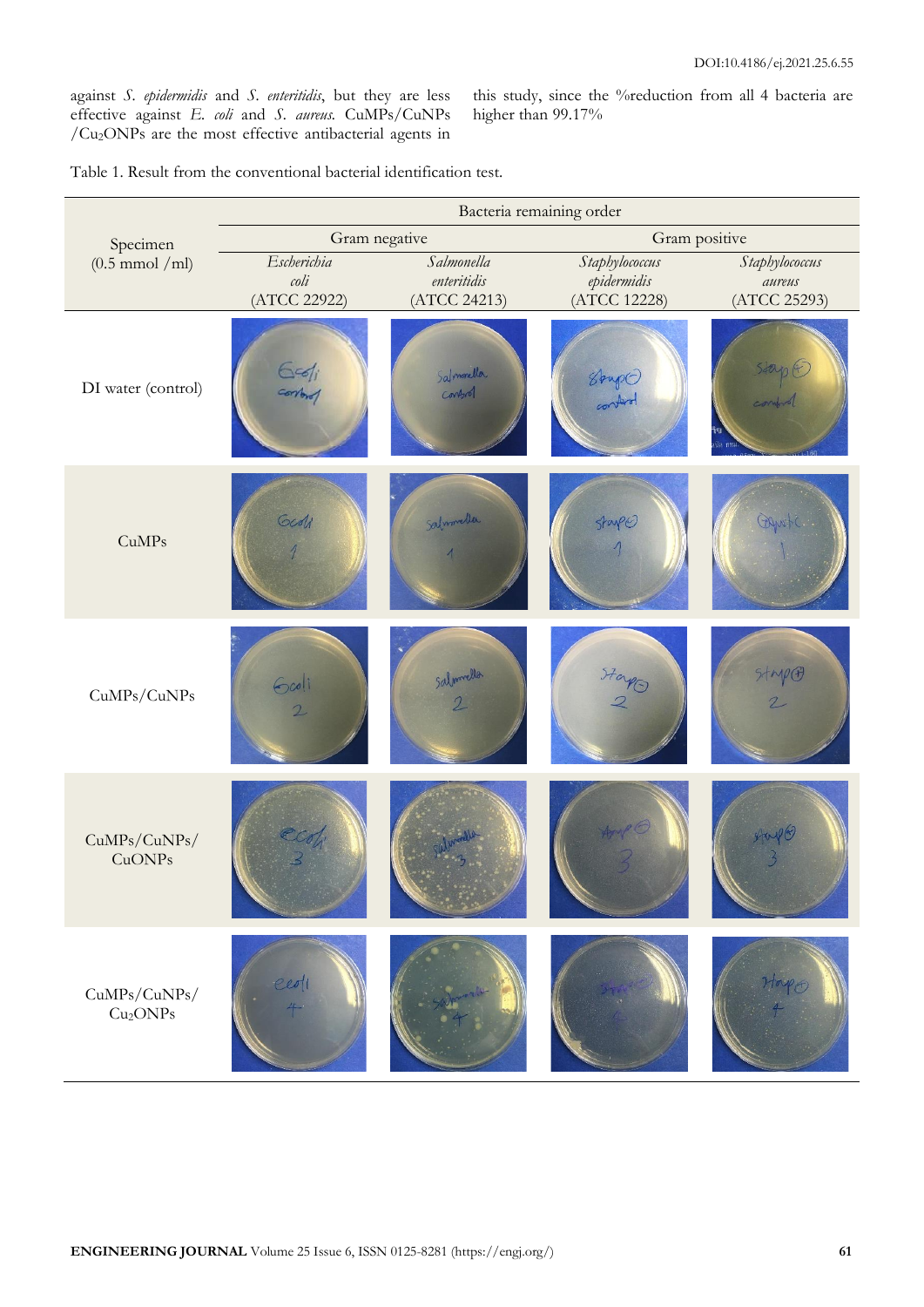against *S. epidermidis* and *S. enteritidis*, but they are less effective against *E. coli* and *S. aureus*. CuMPs/CuNPs/$Cu_2O$NPs are the most effective antibacterial agents in this study, since the %reduction from all 4 bacteria are higher than 99.17%

Table 1. Result from the conventional bacterial identification test.

| Specimen (0.5 mmol /ml) | Bacteria remaining order | | | |
|---|---|---|---|---|
| | Gram negative | | Gram positive | |
| | *Escherichia coli* (ATCC 22922) | *Salmonella enteritidis* (ATCC 24213) | *Staphylococcus epidermidis* (ATCC 12228) | *Staphylococcus aureus* (ATCC 25293) |
| DI water (control) | | | | |
| CuMPs | | | | |
| CuMPs/CuNPs | | | | |
| CuMPs/CuNPs/CuONPs | | | | |
| CuMPs/CuNPs/$Cu_2O$NPs | | | | |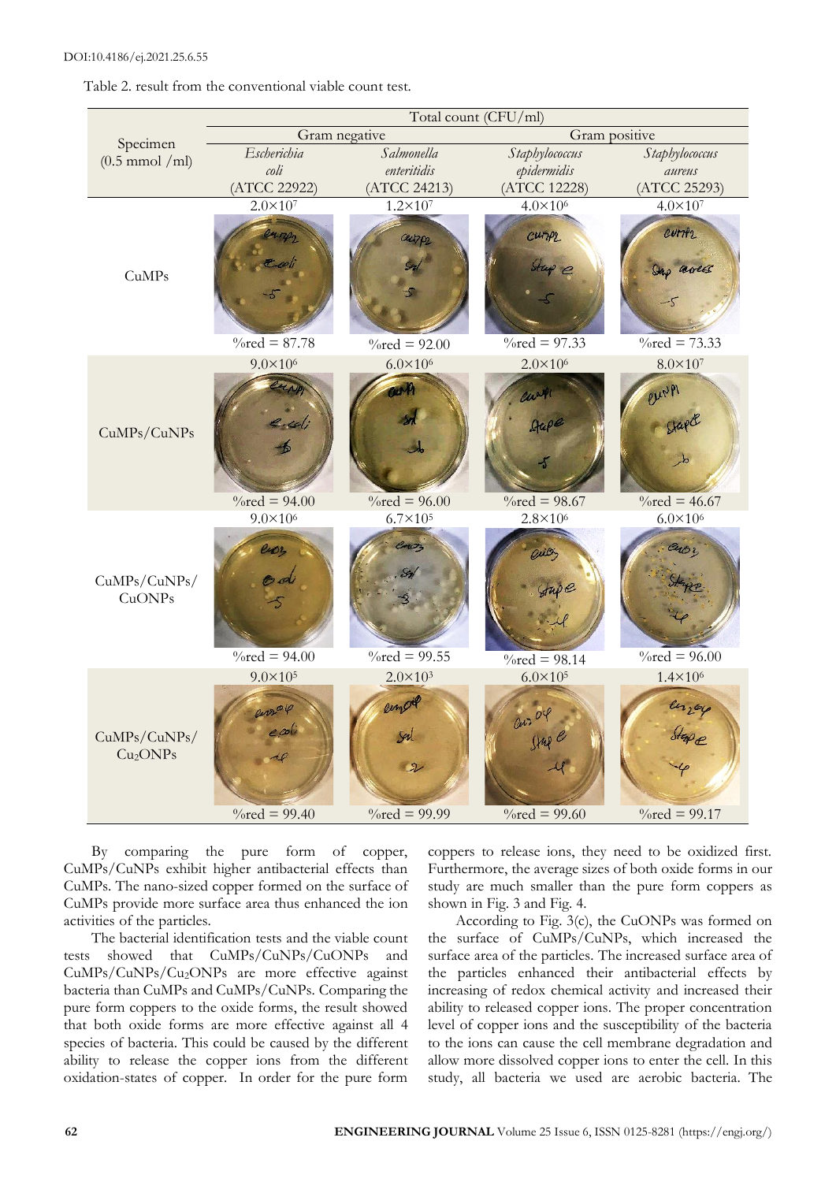Table 2. result from the conventional viable count test.

| Specimen (0.5 mmol /ml) | Total count (CFU/ml) | | | |
|---|---|---|---|---|
| | Gram negative | | Gram positive | |
| | *Escherichia coli* (ATCC 22922) | *Salmonella enteritidis* (ATCC 24213) | *Staphylococcus epidermidis* (ATCC 12228) | *Staphylococcus aureus* (ATCC 25293) |
| CuMPs | $2.0\times10^{7}$ %red = 87.78 | $1.2\times10^{7}$ %red = 92.00 | $4.0\times10^{6}$ %red = 97.33 | $4.0\times10^{7}$ %red = 73.33 |
| CuMPs/CuNPs | $9.0\times10^{6}$ %red = 94.00 | $6.0\times10^{6}$ %red = 96.00 | $2.0\times10^{6}$ %red = 98.67 | $8.0\times10^{7}$ %red = 46.67 |
| CuMPs/CuNPs/ CuONPs | $9.0\times10^{6}$ %red = 94.00 | $6.7\times10^{5}$ %red = 99.55 | $2.8\times10^{6}$ %red = 98.14 | $6.0\times10^{6}$ %red = 96.00 |
| CuMPs/CuNPs/ $Cu_2$ONPs | $9.0\times10^{5}$ %red = 99.40 | $2.0\times10^{3}$ %red = 99.99 | $6.0\times10^{5}$ %red = 99.60 | $1.4\times10^{6}$ %red = 99.17 |

By comparing the pure form of copper, CuMPs/CuNPs exhibit higher antibacterial effects than CuMPs. The nano-sized copper formed on the surface of CuMPs provide more surface area thus enhanced the ion activities of the particles.

The bacterial identification tests and the viable count tests showed that CuMPs/CuNPs/CuONPs and CuMPs/CuNPs/$Cu_2$ONPs are more effective against bacteria than CuMPs and CuMPs/CuNPs. Comparing the pure form coppers to the oxide forms, the result showed that both oxide forms are more effective against all 4 species of bacteria. This could be caused by the different ability to release the copper ions from the different oxidation-states of copper. In order for the pure form coppers to release ions, they need to be oxidized first. Furthermore, the average sizes of both oxide forms in our study are much smaller than the pure form coppers as shown in Fig. 3 and Fig. 4.

According to Fig. 3(c), the CuONPs was formed on the surface of CuMPs/CuNPs, which increased the surface area of the particles. The increased surface area of the particles enhanced their antibacterial effects by increasing of redox chemical activity and increased their ability to released copper ions. The proper concentration level of copper ions and the susceptibility of the bacteria to the ions can cause the cell membrane degradation and allow more dissolved copper ions to enter the cell. In this study, all bacteria we used are aerobic bacteria. The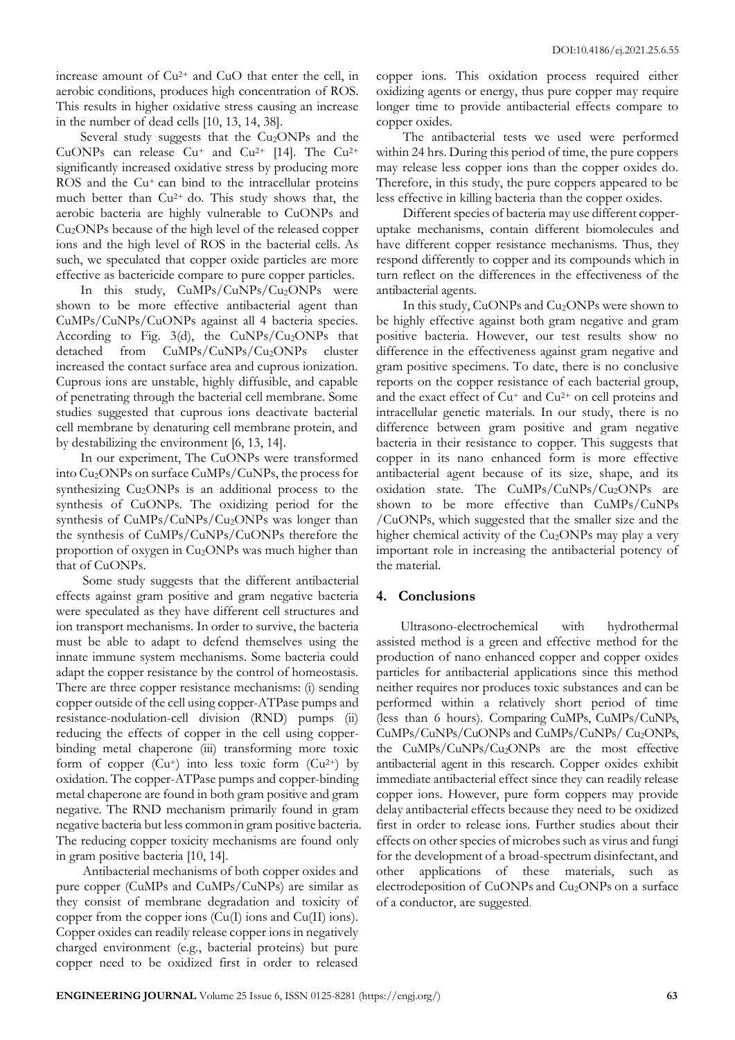increase amount of $Cu^{2+}$ and CuO that enter the cell, in aerobic conditions, produces high concentration of ROS. This results in higher oxidative stress causing an increase in the number of dead cells [10, 13, 14, 38].

Several study suggests that the $Cu_2$ONPs and the CuONPs can release $Cu^{+}$ and $Cu^{2+}$ [14]. The $Cu^{2+}$ significantly increased oxidative stress by producing more ROS and the $Cu^{+}$ can bind to the intracellular proteins much better than $Cu^{2+}$ do. This study shows that, the aerobic bacteria are highly vulnerable to CuONPs and $Cu_2$ONPs because of the high level of the released copper ions and the high level of ROS in the bacterial cells. As such, we speculated that copper oxide particles are more effective as bactericide compare to pure copper particles.

In this study, CuMPs/CuNPs/$Cu_2$ONPs were shown to be more effective antibacterial agent than CuMPs/CuNPs/CuONPs against all 4 bacteria species. According to Fig. 3(d), the CuNPs/$Cu_2$ONPs that detached from CuMPs/CuNPs/$Cu_2$ONPs cluster increased the contact surface area and cuprous ionization. Cuprous ions are unstable, highly diffusible, and capable of penetrating through the bacterial cell membrane. Some studies suggested that cuprous ions deactivate bacterial cell membrane by denaturing cell membrane protein, and by destabilizing the environment [6, 13, 14].

In our experiment, The CuONPs were transformed into $Cu_2$ONPs on surface CuMPs/CuNPs, the process for synthesizing $Cu_2$ONPs is an additional process to the synthesis of CuONPs. The oxidizing period for the synthesis of CuMPs/CuNPs/$Cu_2$ONPs was longer than the synthesis of CuMPs/CuNPs/CuONPs therefore the proportion of oxygen in $Cu_2$ONPs was much higher than that of CuONPs.

Some study suggests that the different antibacterial effects against gram positive and gram negative bacteria were speculated as they have different cell structures and ion transport mechanisms. In order to survive, the bacteria must be able to adapt to defend themselves using the innate immune system mechanisms. Some bacteria could adapt the copper resistance by the control of homeostasis. There are three copper resistance mechanisms: (i) sending copper outside of the cell using copper-ATPase pumps and resistance-nodulation-cell division (RND) pumps (ii) reducing the effects of copper in the cell using copper-binding metal chaperone (iii) transforming more toxic form of copper ($Cu^{+}$) into less toxic form ($Cu^{2+}$) by oxidation. The copper-ATPase pumps and copper-binding metal chaperone are found in both gram positive and gram negative. The RND mechanism primarily found in gram negative bacteria but less common in gram positive bacteria. The reducing copper toxicity mechanisms are found only in gram positive bacteria [10, 14].

Antibacterial mechanisms of both copper oxides and pure copper (CuMPs and CuMPs/CuNPs) are similar as they consist of membrane degradation and toxicity of copper from the copper ions (Cu(I) ions and Cu(II) ions). Copper oxides can readily release copper ions in negatively charged environment (e.g., bacterial proteins) but pure copper need to be oxidized first in order to released copper ions. This oxidation process required either oxidizing agents or energy, thus pure copper may require longer time to provide antibacterial effects compare to copper oxides.

The antibacterial tests we used were performed within 24 hrs. During this period of time, the pure coppers may release less copper ions than the copper oxides do. Therefore, in this study, the pure coppers appeared to be less effective in killing bacteria than the copper oxides.

Different species of bacteria may use different copper-uptake mechanisms, contain different biomolecules and have different copper resistance mechanisms. Thus, they respond differently to copper and its compounds which in turn reflect on the differences in the effectiveness of the antibacterial agents.

In this study, CuONPs and $Cu_2$ONPs were shown to be highly effective against both gram negative and gram positive bacteria. However, our test results show no difference in the effectiveness against gram negative and gram positive specimens. To date, there is no conclusive reports on the copper resistance of each bacterial group, and the exact effect of $Cu^{+}$ and $Cu^{2+}$ on cell proteins and intracellular genetic materials. In our study, there is no difference between gram positive and gram negative bacteria in their resistance to copper. This suggests that copper in its nano enhanced form is more effective antibacterial agent because of its size, shape, and its oxidation state. The CuMPs/CuNPs/$Cu_2$ONPs are shown to be more effective than CuMPs/CuNPs /CuONPs, which suggested that the smaller size and the higher chemical activity of the $Cu_2$ONPs may play a very important role in increasing the antibacterial potency of the material.

## 4. Conclusions

Ultrasono-electrochemical with hydrothermal assisted method is a green and effective method for the production of nano enhanced copper and copper oxides particles for antibacterial applications since this method neither requires nor produces toxic substances and can be performed within a relatively short period of time (less than 6 hours). Comparing CuMPs, CuMPs/CuNPs, CuMPs/CuNPs/CuONPs and CuMPs/CuNPs/ $Cu_2$ONPs, the CuMPs/CuNPs/$Cu_2$ONPs are the most effective antibacterial agent in this research. Copper oxides exhibit immediate antibacterial effect since they can readily release copper ions. However, pure form coppers may provide delay antibacterial effects because they need to be oxidized first in order to release ions. Further studies about their effects on other species of microbes such as virus and fungi for the development of a broad-spectrum disinfectant, and other applications of these materials, such as electrodeposition of CuONPs and $Cu_2$ONPs on a surface of a conductor, are suggested.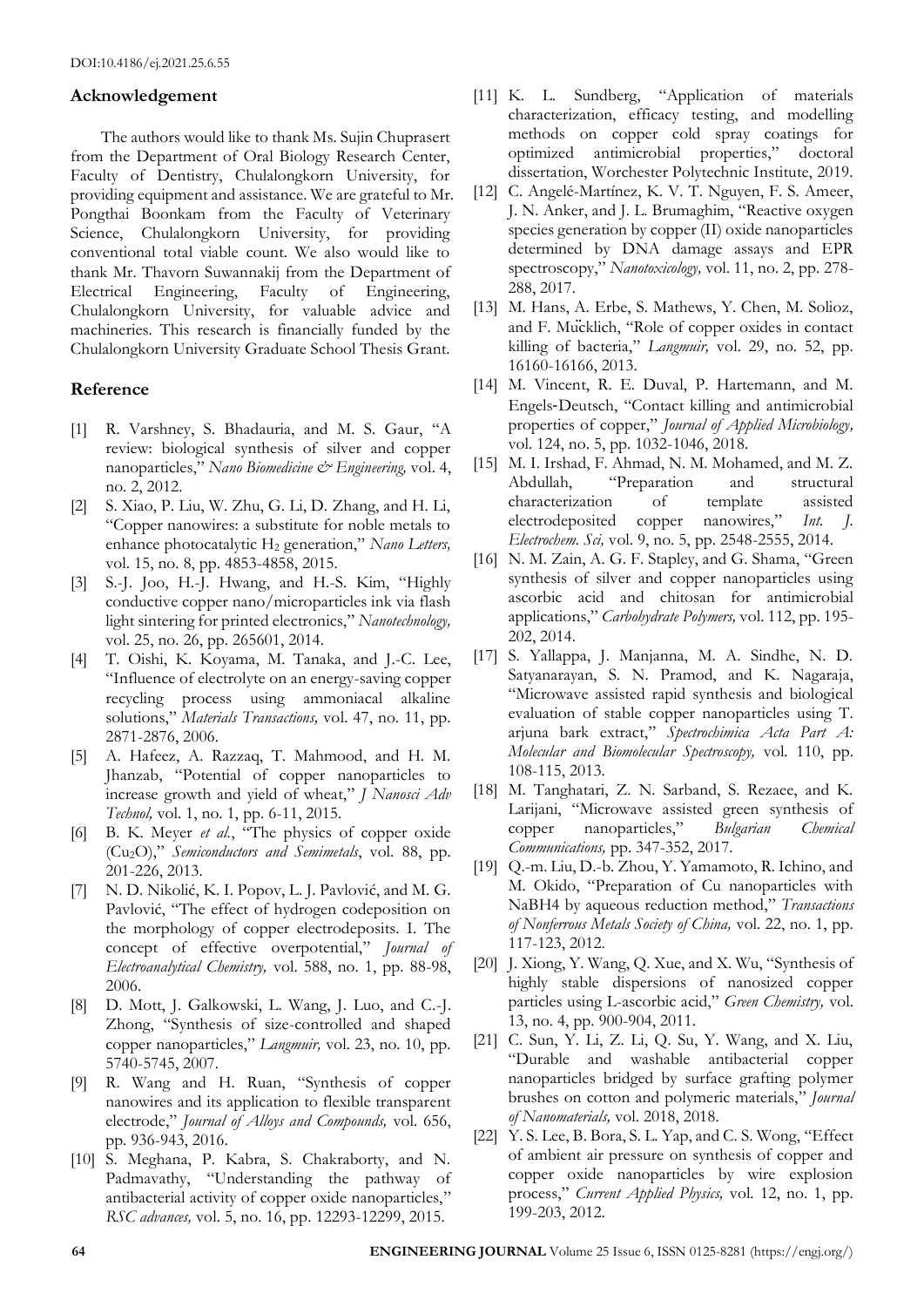## Acknowledgement

The authors would like to thank Ms. Sujin Chuprasert from the Department of Oral Biology Research Center, Faculty of Dentistry, Chulalongkorn University, for providing equipment and assistance. We are grateful to Mr. Pongthai Boonkam from the Faculty of Veterinary Science, Chulalongkorn University, for providing conventional total viable count. We also would like to thank Mr. Thavorn Suwannakij from the Department of Electrical Engineering, Faculty of Engineering, Chulalongkorn University, for valuable advice and machineries. This research is financially funded by the Chulalongkorn University Graduate School Thesis Grant.

## Reference

[1] R. Varshney, S. Bhadauria, and M. S. Gaur, "A review: biological synthesis of silver and copper nanoparticles," *Nano Biomedicine & Engineering,* vol. 4, no. 2, 2012.

[2] S. Xiao, P. Liu, W. Zhu, G. Li, D. Zhang, and H. Li, "Copper nanowires: a substitute for noble metals to enhance photocatalytic $H_2$ generation," *Nano Letters,* vol. 15, no. 8, pp. 4853-4858, 2015.

[3] S.-J. Joo, H.-J. Hwang, and H.-S. Kim, "Highly conductive copper nano/microparticles ink via flash light sintering for printed electronics," *Nanotechnology,* vol. 25, no. 26, pp. 265601, 2014.

[4] T. Oishi, K. Koyama, M. Tanaka, and J.-C. Lee, "Influence of electrolyte on an energy-saving copper recycling process using ammoniacal alkaline solutions," *Materials Transactions,* vol. 47, no. 11, pp. 2871-2876, 2006.

[5] A. Hafeez, A. Razzaq, T. Mahmood, and H. M. Jhanzab, "Potential of copper nanoparticles to increase growth and yield of wheat," *J Nanosci Adv Technol,* vol. 1, no. 1, pp. 6-11, 2015.

[6] B. K. Meyer *et al.*, "The physics of copper oxide ($Cu_2O$)," *Semiconductors and Semimetals*, vol. 88, pp. 201-226, 2013.

[7] N. D. Nikolić, K. I. Popov, L. J. Pavlović, and M. G. Pavlović, "The effect of hydrogen codeposition on the morphology of copper electrodeposits. I. The concept of effective overpotential," *Journal of Electroanalytical Chemistry,* vol. 588, no. 1, pp. 88-98, 2006.

[8] D. Mott, J. Galkowski, L. Wang, J. Luo, and C.-J. Zhong, "Synthesis of size-controlled and shaped copper nanoparticles," *Langmuir,* vol. 23, no. 10, pp. 5740-5745, 2007.

[9] R. Wang and H. Ruan, "Synthesis of copper nanowires and its application to flexible transparent electrode," *Journal of Alloys and Compounds,* vol. 656, pp. 936-943, 2016.

[10] S. Meghana, P. Kabra, S. Chakraborty, and N. Padmavathy, "Understanding the pathway of antibacterial activity of copper oxide nanoparticles," *RSC advances,* vol. 5, no. 16, pp. 12293-12299, 2015.

[11] K. L. Sundberg, "Application of materials characterization, efficacy testing, and modelling methods on copper cold spray coatings for optimized antimicrobial properties," doctoral dissertation, Worchester Polytechnic Institute, 2019.

[12] C. Angelé-Martínez, K. V. T. Nguyen, F. S. Ameer, J. N. Anker, and J. L. Brumaghim, "Reactive oxygen species generation by copper (II) oxide nanoparticles determined by DNA damage assays and EPR spectroscopy," *Nanotoxicology,* vol. 11, no. 2, pp. 278-288, 2017.

[13] M. Hans, A. Erbe, S. Mathews, Y. Chen, M. Solioz, and F. Mücklich, "Role of copper oxides in contact killing of bacteria," *Langmuir,* vol. 29, no. 52, pp. 16160-16166, 2013.

[14] M. Vincent, R. E. Duval, P. Hartemann, and M. Engels-Deutsch, "Contact killing and antimicrobial properties of copper," *Journal of Applied Microbiology,* vol. 124, no. 5, pp. 1032-1046, 2018.

[15] M. I. Irshad, F. Ahmad, N. M. Mohamed, and M. Z. Abdullah, "Preparation and structural characterization of template assisted electrodeposited copper nanowires," *Int. J. Electrochem. Sci,* vol. 9, no. 5, pp. 2548-2555, 2014.

[16] N. M. Zain, A. G. F. Stapley, and G. Shama, "Green synthesis of silver and copper nanoparticles using ascorbic acid and chitosan for antimicrobial applications," *Carbohydrate Polymers,* vol. 112, pp. 195-202, 2014.

[17] S. Yallappa, J. Manjanna, M. A. Sindhe, N. D. Satyanarayan, S. N. Pramod, and K. Nagaraja, "Microwave assisted rapid synthesis and biological evaluation of stable copper nanoparticles using T. arjuna bark extract," *Spectrochimica Acta Part A: Molecular and Biomolecular Spectroscopy,* vol. 110, pp. 108-115, 2013.

[18] M. Tanghatari, Z. N. Sarband, S. Rezaee, and K. Larijani, "Microwave assisted green synthesis of copper nanoparticles," *Bulgarian Chemical Communications,* pp. 347-352, 2017.

[19] Q.-m. Liu, D.-b. Zhou, Y. Yamamoto, R. Ichino, and M. Okido, "Preparation of Cu nanoparticles with NaBH4 by aqueous reduction method," *Transactions of Nonferrous Metals Society of China,* vol. 22, no. 1, pp. 117-123, 2012.

[20] J. Xiong, Y. Wang, Q. Xue, and X. Wu, "Synthesis of highly stable dispersions of nanosized copper particles using L-ascorbic acid," *Green Chemistry,* vol. 13, no. 4, pp. 900-904, 2011.

[21] C. Sun, Y. Li, Z. Li, Q. Su, Y. Wang, and X. Liu, "Durable and washable antibacterial copper nanoparticles bridged by surface grafting polymer brushes on cotton and polymeric materials," *Journal of Nanomaterials,* vol. 2018, 2018.

[22] Y. S. Lee, B. Bora, S. L. Yap, and C. S. Wong, "Effect of ambient air pressure on synthesis of copper and copper oxide nanoparticles by wire explosion process," *Current Applied Physics,* vol. 12, no. 1, pp. 199-203, 2012.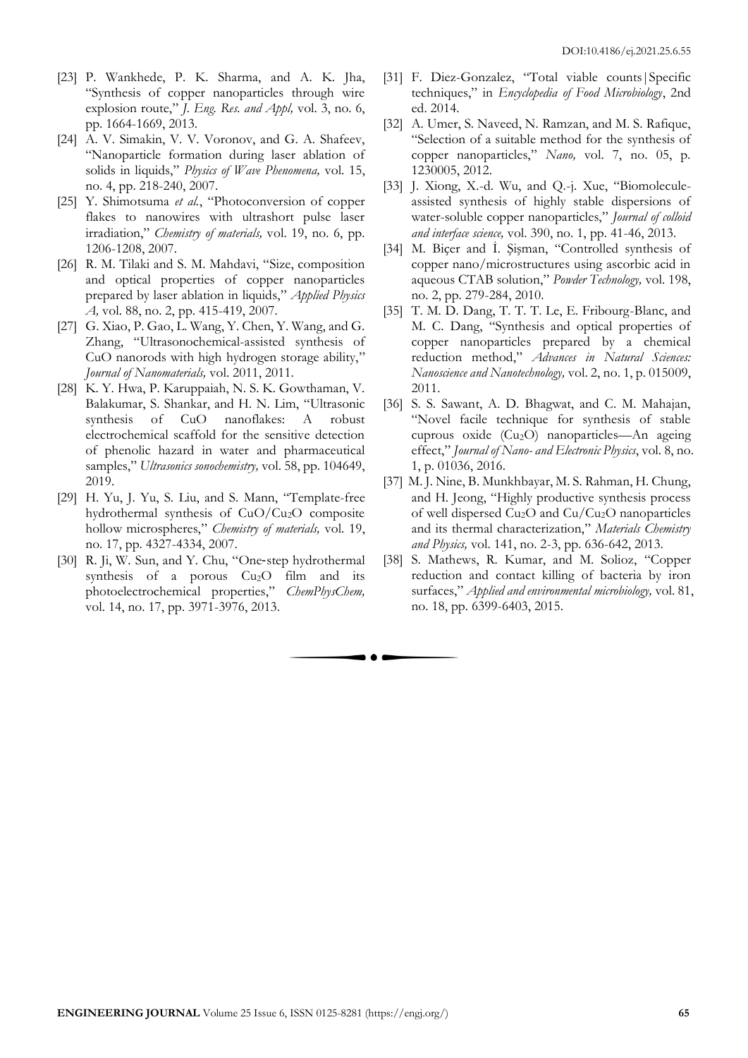[23] P. Wankhede, P. K. Sharma, and A. K. Jha, "Synthesis of copper nanoparticles through wire explosion route," *J. Eng. Res. and Appl,* vol. 3, no. 6, pp. 1664-1669, 2013.

[24] A. V. Simakin, V. V. Voronov, and G. A. Shafeev, "Nanoparticle formation during laser ablation of solids in liquids," *Physics of Wave Phenomena,* vol. 15, no. 4, pp. 218-240, 2007.

[25] Y. Shimotsuma *et al.*, "Photoconversion of copper flakes to nanowires with ultrashort pulse laser irradiation," *Chemistry of materials,* vol. 19, no. 6, pp. 1206-1208, 2007.

[26] R. M. Tilaki and S. M. Mahdavi, "Size, composition and optical properties of copper nanoparticles prepared by laser ablation in liquids," *Applied Physics A,* vol. 88, no. 2, pp. 415-419, 2007.

[27] G. Xiao, P. Gao, L. Wang, Y. Chen, Y. Wang, and G. Zhang, "Ultrasonochemical-assisted synthesis of CuO nanorods with high hydrogen storage ability," *Journal of Nanomaterials,* vol. 2011, 2011.

[28] K. Y. Hwa, P. Karuppaiah, N. S. K. Gowthaman, V. Balakumar, S. Shankar, and H. N. Lim, "Ultrasonic synthesis of CuO nanoflakes: A robust electrochemical scaffold for the sensitive detection of phenolic hazard in water and pharmaceutical samples," *Ultrasonics sonochemistry,* vol. 58, pp. 104649, 2019.

[29] H. Yu, J. Yu, S. Liu, and S. Mann, "Template-free hydrothermal synthesis of $CuO/Cu_2O$ composite hollow microspheres," *Chemistry of materials,* vol. 19, no. 17, pp. 4327-4334, 2007.

[30] R. Ji, W. Sun, and Y. Chu, "One-step hydrothermal synthesis of a porous $Cu_2O$ film and its photoelectrochemical properties," *ChemPhysChem,* vol. 14, no. 17, pp. 3971-3976, 2013.

[31] F. Diez-Gonzalez, "Total viable counts|Specific techniques," in *Encyclopedia of Food Microbiology*, 2nd ed. 2014.

[32] A. Umer, S. Naveed, N. Ramzan, and M. S. Rafique, "Selection of a suitable method for the synthesis of copper nanoparticles," *Nano,* vol. 7, no. 05, p. 1230005, 2012.

[33] J. Xiong, X.-d. Wu, and Q.-j. Xue, "Biomolecule-assisted synthesis of highly stable dispersions of water-soluble copper nanoparticles," *Journal of colloid and interface science,* vol. 390, no. 1, pp. 41-46, 2013.

[34] M. Biçer and İ. Şişman, "Controlled synthesis of copper nano/microstructures using ascorbic acid in aqueous CTAB solution," *Powder Technology,* vol. 198, no. 2, pp. 279-284, 2010.

[35] T. M. D. Dang, T. T. T. Le, E. Fribourg-Blanc, and M. C. Dang, "Synthesis and optical properties of copper nanoparticles prepared by a chemical reduction method," *Advances in Natural Sciences: Nanoscience and Nanotechnology,* vol. 2, no. 1, p. 015009, 2011.

[36] S. S. Sawant, A. D. Bhagwat, and C. M. Mahajan, "Novel facile technique for synthesis of stable cuprous oxide ($Cu_2O$) nanoparticles—An ageing effect," *Journal of Nano- and Electronic Physics*, vol. 8, no. 1, p. 01036, 2016.

[37] M. J. Nine, B. Munkhbayar, M. S. Rahman, H. Chung, and H. Jeong, "Highly productive synthesis process of well dispersed $Cu_2O$ and $Cu/Cu_2O$ nanoparticles and its thermal characterization," *Materials Chemistry and Physics,* vol. 141, no. 2-3, pp. 636-642, 2013.

[38] S. Mathews, R. Kumar, and M. Solioz, "Copper reduction and contact killing of bacteria by iron surfaces," *Applied and environmental microbiology,* vol. 81, no. 18, pp. 6399-6403, 2015.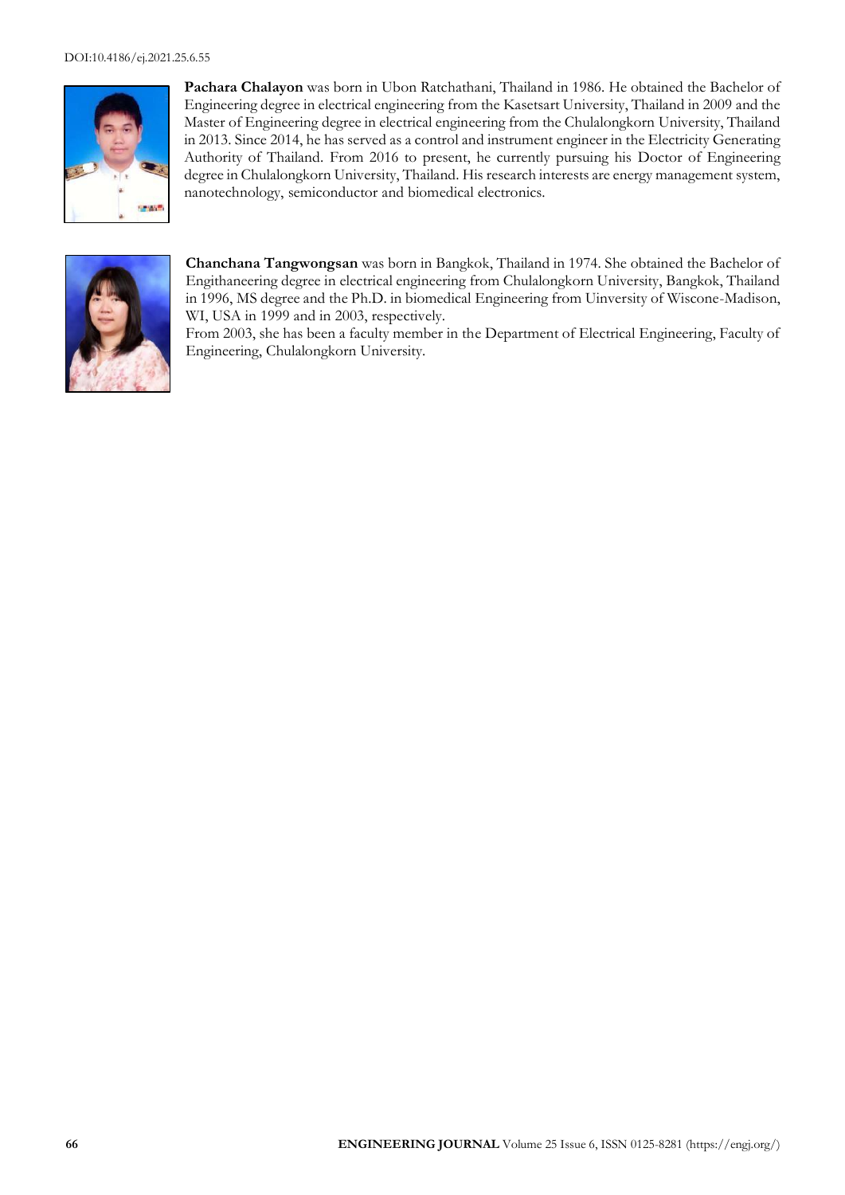**Pachara Chalayon** was born in Ubon Ratchathani, Thailand in 1986. He obtained the Bachelor of Engineering degree in electrical engineering from the Kasetsart University, Thailand in 2009 and the Master of Engineering degree in electrical engineering from the Chulalongkorn University, Thailand in 2013. Since 2014, he has served as a control and instrument engineer in the Electricity Generating Authority of Thailand. From 2016 to present, he currently pursuing his Doctor of Engineering degree in Chulalongkorn University, Thailand. His research interests are energy management system, nanotechnology, semiconductor and biomedical electronics.

**Chanchana Tangwongsan** was born in Bangkok, Thailand in 1974. She obtained the Bachelor of Engithaneering degree in electrical engineering from Chulalongkorn University, Bangkok, Thailand in 1996, MS degree and the Ph.D. in biomedical Engineering from Uinversity of Wiscone-Madison, WI, USA in 1999 and in 2003, respectively.

From 2003, she has been a faculty member in the Department of Electrical Engineering, Faculty of Engineering, Chulalongkorn University.